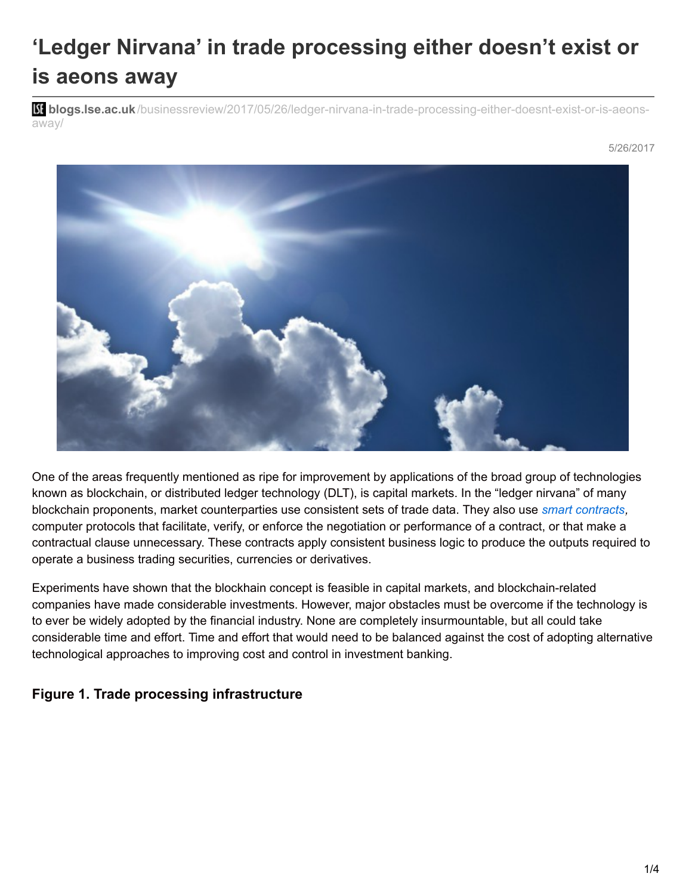# ‘Ledger Nirvana’ in trade processing either doesn’t exist or is aeons away

blogs.lse.ac.uk/businessreview/2017/05/26/ledger-nirvana-in-trade-processing-either-doesnt-exist-or-is-aeons-away/

5/26/2017

One of the areas frequently mentioned as ripe for improvement by applications of the broad group of technologies known as blockchain, or distributed ledger technology (DLT), is capital markets. In the “ledger nirvana” of many blockchain proponents, market counterparties use consistent sets of trade data. They also use *smart contracts,* computer protocols that facilitate, verify, or enforce the negotiation or performance of a contract, or that make a contractual clause unnecessary. These contracts apply consistent business logic to produce the outputs required to operate a business trading securities, currencies or derivatives.

Experiments have shown that the blockhain concept is feasible in capital markets, and blockchain-related companies have made considerable investments. However, major obstacles must be overcome if the technology is to ever be widely adopted by the financial industry. None are completely insurmountable, but all could take considerable time and effort. Time and effort that would need to be balanced against the cost of adopting alternative technological approaches to improving cost and control in investment banking.

**Figure 1. Trade processing infrastructure**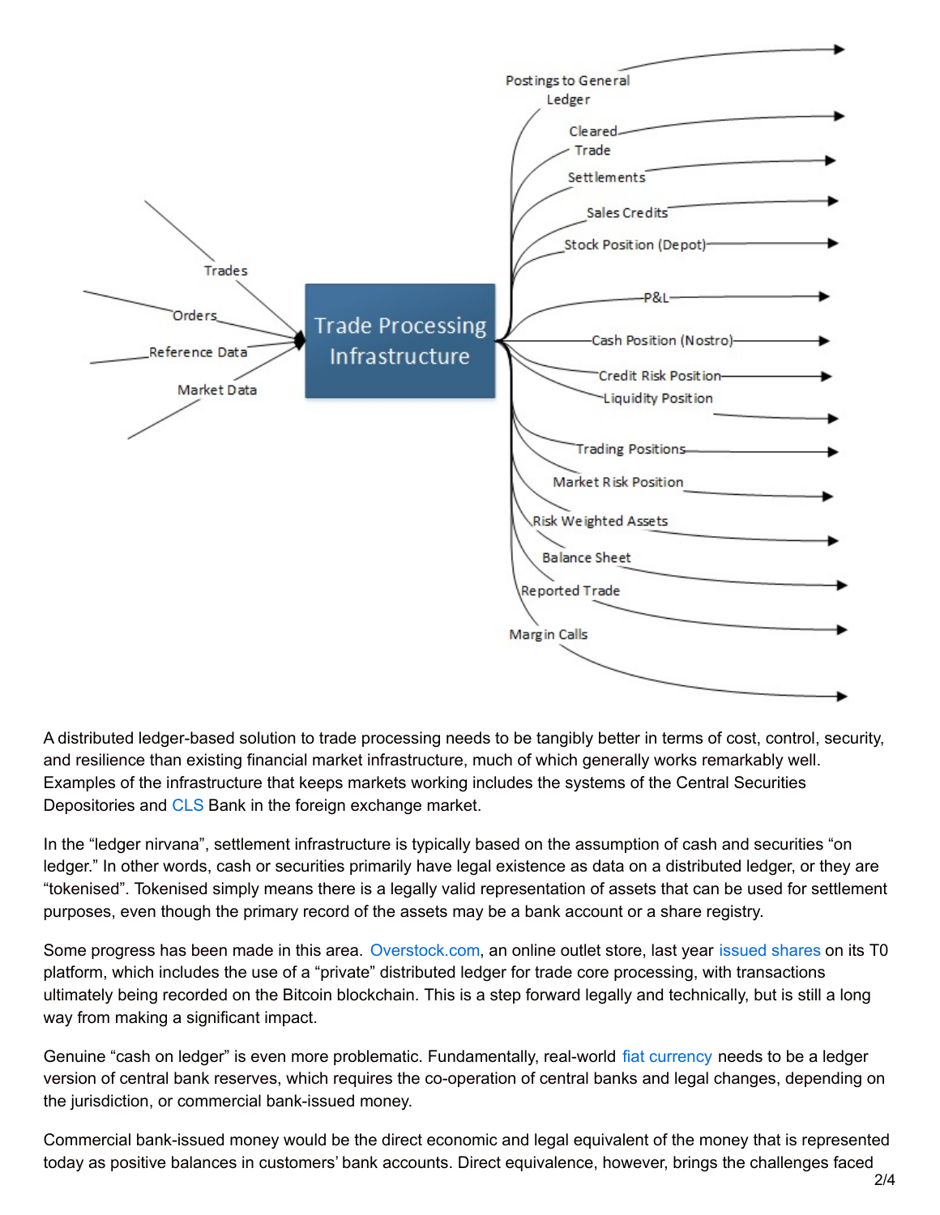A distributed ledger-based solution to trade processing needs to be tangibly better in terms of cost, control, security, and resilience than existing financial market infrastructure, much of which generally works remarkably well. Examples of the infrastructure that keeps markets working includes the systems of the Central Securities Depositories and CLS Bank in the foreign exchange market.

In the "ledger nirvana", settlement infrastructure is typically based on the assumption of cash and securities "on ledger." In other words, cash or securities primarily have legal existence as data on a distributed ledger, or they are "tokenised". Tokenised simply means there is a legally valid representation of assets that can be used for settlement purposes, even though the primary record of the assets may be a bank account or a share registry.

Some progress has been made in this area. Overstock.com, an online outlet store, last year issued shares on its T0 platform, which includes the use of a "private" distributed ledger for trade core processing, with transactions ultimately being recorded on the Bitcoin blockchain. This is a step forward legally and technically, but is still a long way from making a significant impact.

Genuine "cash on ledger" is even more problematic. Fundamentally, real-world fiat currency needs to be a ledger version of central bank reserves, which requires the co-operation of central banks and legal changes, depending on the jurisdiction, or commercial bank-issued money.

Commercial bank-issued money would be the direct economic and legal equivalent of the money that is represented today as positive balances in customers' bank accounts. Direct equivalence, however, brings the challenges faced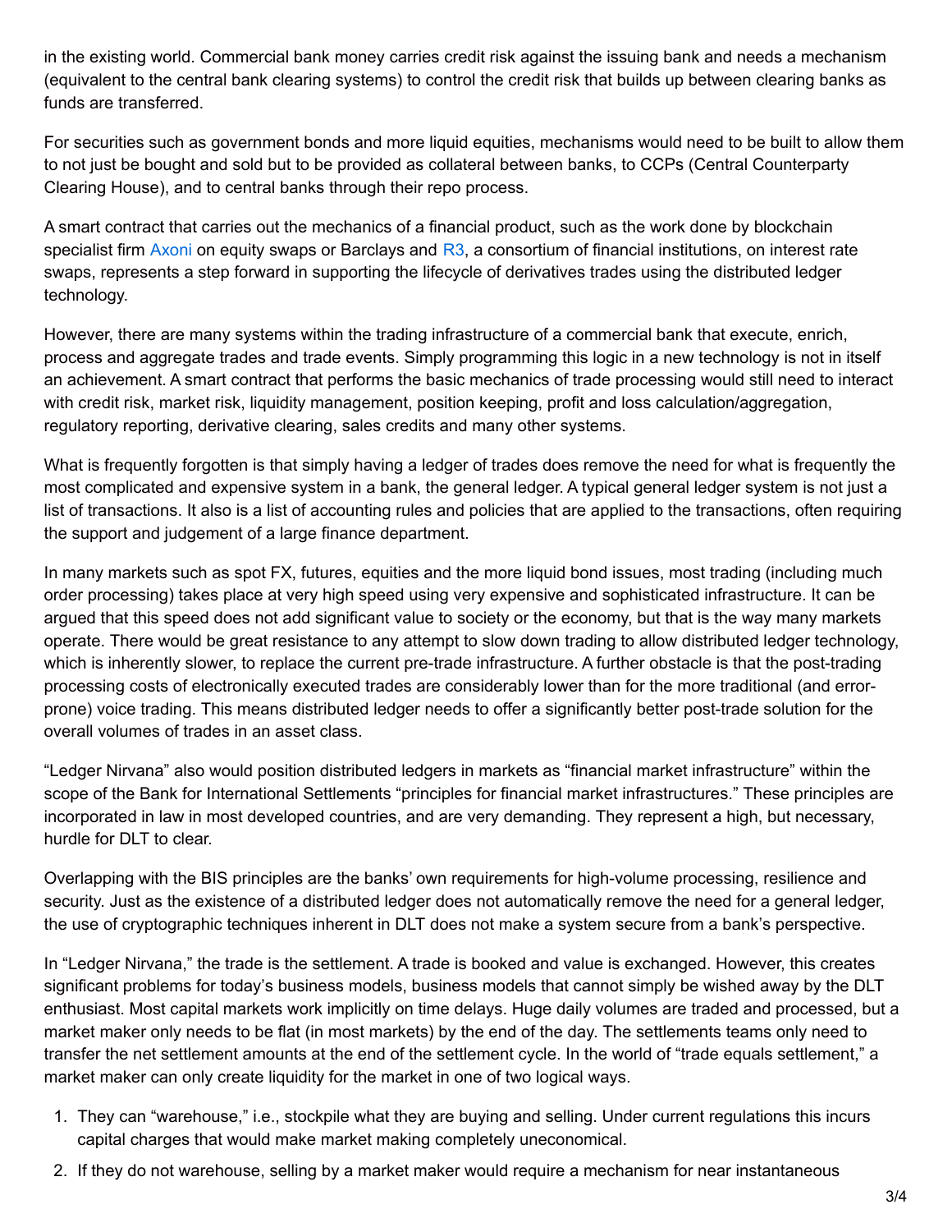in the existing world. Commercial bank money carries credit risk against the issuing bank and needs a mechanism (equivalent to the central bank clearing systems) to control the credit risk that builds up between clearing banks as funds are transferred.

For securities such as government bonds and more liquid equities, mechanisms would need to be built to allow them to not just be bought and sold but to be provided as collateral between banks, to CCPs (Central Counterparty Clearing House), and to central banks through their repo process.

A smart contract that carries out the mechanics of a financial product, such as the work done by blockchain specialist firm Axoni on equity swaps or Barclays and R3, a consortium of financial institutions, on interest rate swaps, represents a step forward in supporting the lifecycle of derivatives trades using the distributed ledger technology.

However, there are many systems within the trading infrastructure of a commercial bank that execute, enrich, process and aggregate trades and trade events. Simply programming this logic in a new technology is not in itself an achievement. A smart contract that performs the basic mechanics of trade processing would still need to interact with credit risk, market risk, liquidity management, position keeping, profit and loss calculation/aggregation, regulatory reporting, derivative clearing, sales credits and many other systems.

What is frequently forgotten is that simply having a ledger of trades does remove the need for what is frequently the most complicated and expensive system in a bank, the general ledger. A typical general ledger system is not just a list of transactions. It also is a list of accounting rules and policies that are applied to the transactions, often requiring the support and judgement of a large finance department.

In many markets such as spot FX, futures, equities and the more liquid bond issues, most trading (including much order processing) takes place at very high speed using very expensive and sophisticated infrastructure. It can be argued that this speed does not add significant value to society or the economy, but that is the way many markets operate. There would be great resistance to any attempt to slow down trading to allow distributed ledger technology, which is inherently slower, to replace the current pre-trade infrastructure. A further obstacle is that the post-trading processing costs of electronically executed trades are considerably lower than for the more traditional (and error-prone) voice trading. This means distributed ledger needs to offer a significantly better post-trade solution for the overall volumes of trades in an asset class.

"Ledger Nirvana" also would position distributed ledgers in markets as "financial market infrastructure" within the scope of the Bank for International Settlements "principles for financial market infrastructures." These principles are incorporated in law in most developed countries, and are very demanding. They represent a high, but necessary, hurdle for DLT to clear.

Overlapping with the BIS principles are the banks' own requirements for high-volume processing, resilience and security. Just as the existence of a distributed ledger does not automatically remove the need for a general ledger, the use of cryptographic techniques inherent in DLT does not make a system secure from a bank's perspective.

In "Ledger Nirvana," the trade is the settlement. A trade is booked and value is exchanged. However, this creates significant problems for today's business models, business models that cannot simply be wished away by the DLT enthusiast. Most capital markets work implicitly on time delays. Huge daily volumes are traded and processed, but a market maker only needs to be flat (in most markets) by the end of the day. The settlements teams only need to transfer the net settlement amounts at the end of the settlement cycle. In the world of "trade equals settlement," a market maker can only create liquidity for the market in one of two logical ways.

1. They can "warehouse," i.e., stockpile what they are buying and selling. Under current regulations this incurs capital charges that would make market making completely uneconomical.
2. If they do not warehouse, selling by a market maker would require a mechanism for near instantaneous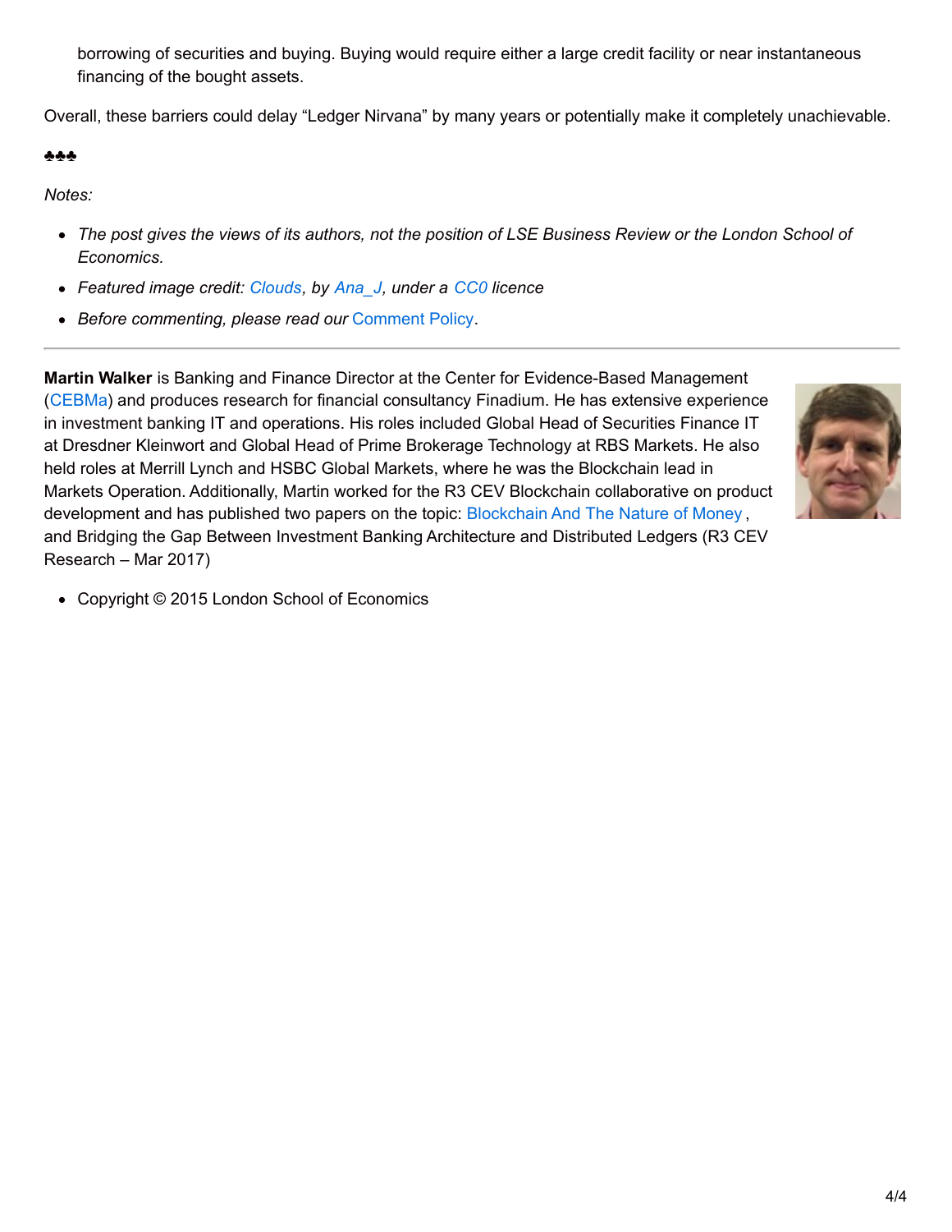borrowing of securities and buying. Buying would require either a large credit facility or near instantaneous financing of the bought assets.

Overall, these barriers could delay “Ledger Nirvana” by many years or potentially make it completely unachievable.

♣♣♣

*Notes:*

- *The post gives the views of its authors, not the position of LSE Business Review or the London School of Economics.*
- *Featured image credit: Clouds, by Ana_J, under a CC0 licence*
- *Before commenting, please read our* Comment Policy.

---

**Martin Walker** is Banking and Finance Director at the Center for Evidence-Based Management (CEBMa) and produces research for financial consultancy Finadium. He has extensive experience in investment banking IT and operations. His roles included Global Head of Securities Finance IT at Dresdner Kleinwort and Global Head of Prime Brokerage Technology at RBS Markets. He also held roles at Merrill Lynch and HSBC Global Markets, where he was the Blockchain lead in Markets Operation. Additionally, Martin worked for the R3 CEV Blockchain collaborative on product development and has published two papers on the topic: Blockchain And The Nature of Money, and Bridging the Gap Between Investment Banking Architecture and Distributed Ledgers (R3 CEV Research – Mar 2017)

- Copyright © 2015 London School of Economics